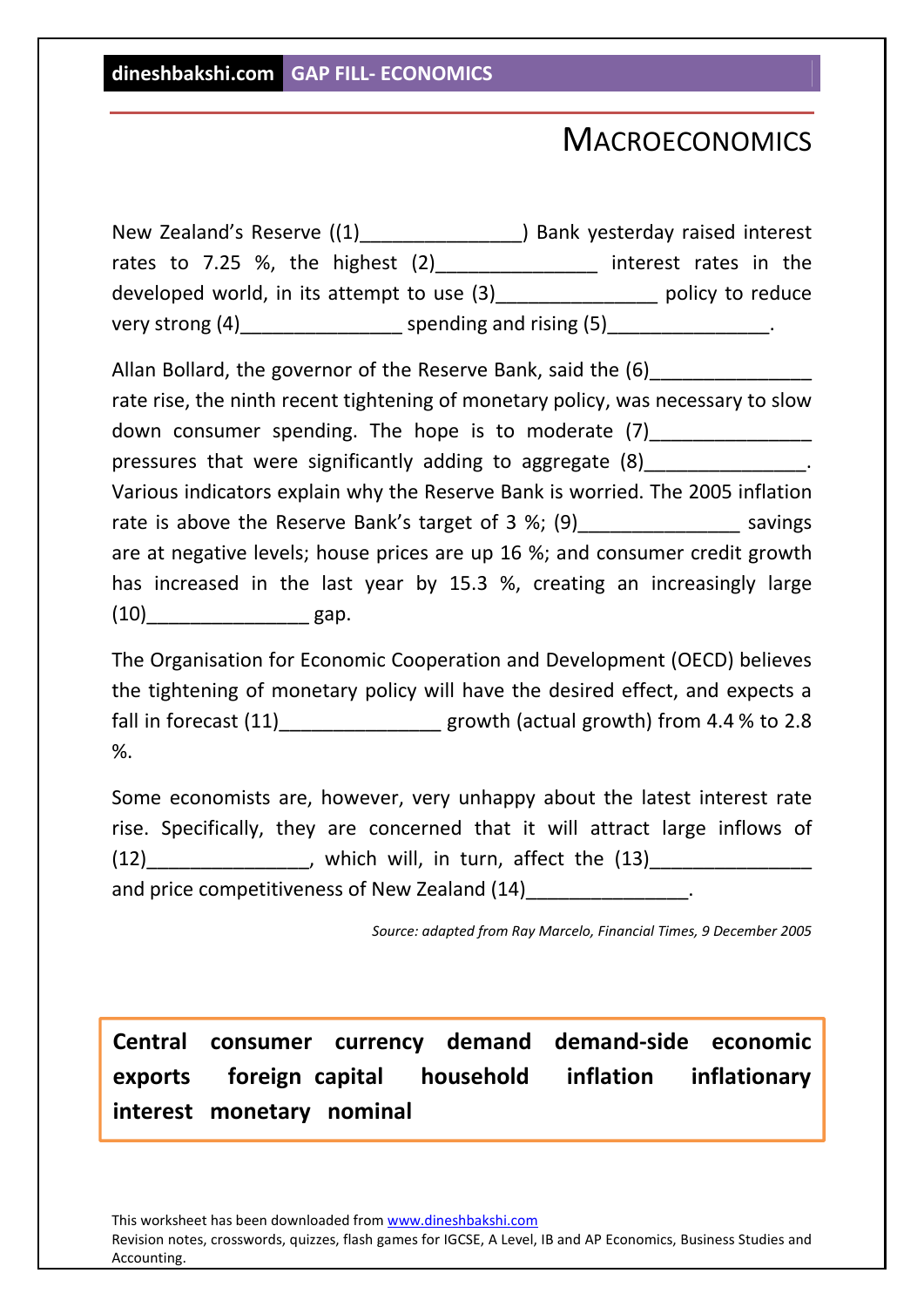# MACROECONOMICS

New Zealand's Reserve ((1)_______________) Bank yesterday raised interest rates to 7.25 %, the highest (2)_______________ interest rates in the developed world, in its attempt to use (3)_______________ policy to reduce very strong (4)_______________ spending and rising (5)_______________.

Allan Bollard, the governor of the Reserve Bank, said the (6)_______________ rate rise, the ninth recent tightening of monetary policy, was necessary to slow down consumer spending. The hope is to moderate (7)_______________ pressures that were significantly adding to aggregate (8)_______________. Various indicators explain why the Reserve Bank is worried. The 2005 inflation rate is above the Reserve Bank's target of 3 %; (9)_______________ savings are at negative levels; house prices are up 16 %; and consumer credit growth has increased in the last year by 15.3 %, creating an increasingly large (10)_______________ gap.

The Organisation for Economic Cooperation and Development (OECD) believes the tightening of monetary policy will have the desired effect, and expects a fall in forecast (11)_______________ growth (actual growth) from 4.4 % to 2.8 %.

Some economists are, however, very unhappy about the latest interest rate rise. Specifically, they are concerned that it will attract large inflows of (12)_______________, which will, in turn, affect the (13)_______________ and price competitiveness of New Zealand (14)_______________.

*Source: adapted from Ray Marcelo, Financial Times, 9 December 2005*

**Central consumer currency demand demand-side economic exports foreign capital household inflation inflationary interest monetary nominal**

This worksheet has been downloaded from www.dineshbakshi.com
Revision notes, crosswords, quizzes, flash games for IGCSE, A Level, IB and AP Economics, Business Studies and Accounting.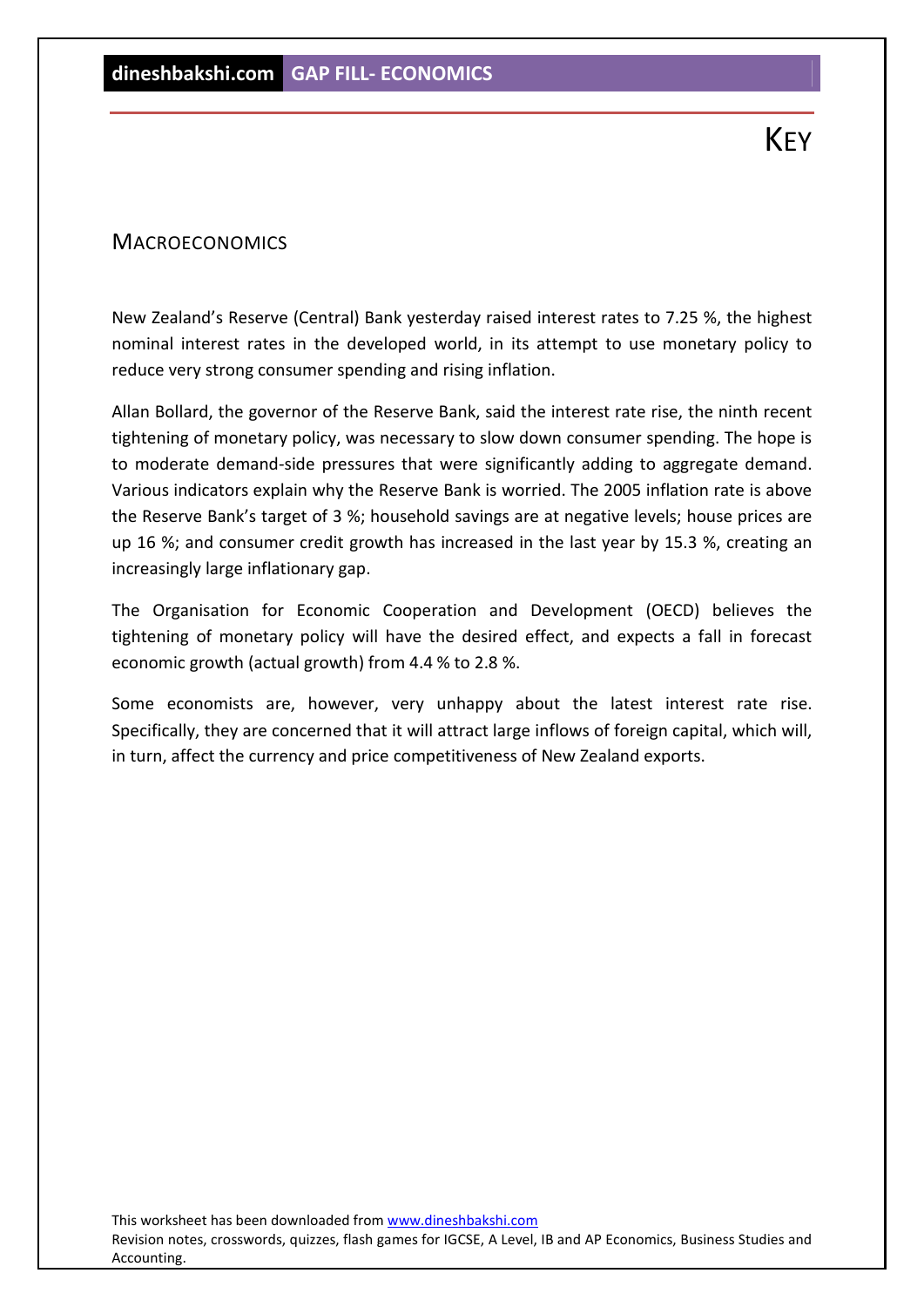# KEY

## MACROECONOMICS

New Zealand's Reserve (Central) Bank yesterday raised interest rates to 7.25 %, the highest nominal interest rates in the developed world, in its attempt to use monetary policy to reduce very strong consumer spending and rising inflation.

Allan Bollard, the governor of the Reserve Bank, said the interest rate rise, the ninth recent tightening of monetary policy, was necessary to slow down consumer spending. The hope is to moderate demand-side pressures that were significantly adding to aggregate demand. Various indicators explain why the Reserve Bank is worried. The 2005 inflation rate is above the Reserve Bank's target of 3 %; household savings are at negative levels; house prices are up 16 %; and consumer credit growth has increased in the last year by 15.3 %, creating an increasingly large inflationary gap.

The Organisation for Economic Cooperation and Development (OECD) believes the tightening of monetary policy will have the desired effect, and expects a fall in forecast economic growth (actual growth) from 4.4 % to 2.8 %.

Some economists are, however, very unhappy about the latest interest rate rise. Specifically, they are concerned that it will attract large inflows of foreign capital, which will, in turn, affect the currency and price competitiveness of New Zealand exports.